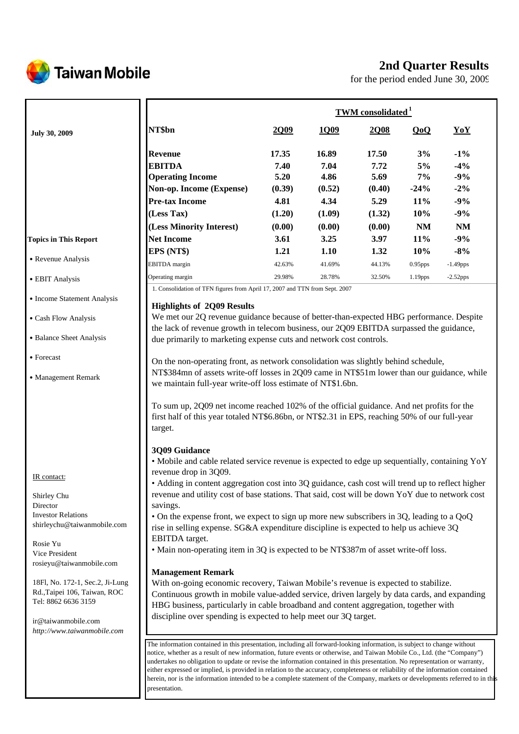Taiwan Mobile

# 2nd Quarter Results

for the period ended June 30, 2009

**July 30, 2009**

**Topics in This Report**

- Revenue Analysis
- EBIT Analysis
- Income Statement Analysis
- Cash Flow Analysis
- Balance Sheet Analysis
- Forecast
- Management Remark

IR contact:

Shirley Chu
Director
Investor Relations
shirleychu@taiwanmobile.com

Rosie Yu
Vice President
rosieyu@taiwanmobile.com

18Fl, No. 172-1, Sec.2, Ji-Lung Rd.,Taipei 106, Taiwan, ROC
Tel: 8862 6636 3159

ir@taiwanmobile.com
*http://www.taiwanmobile.com*

| | TWM consolidated[1] | | | | |
|---|---|---|---|---|---|
| **NT$bn** | **2Q09** | **1Q09** | **2Q08** | **QoQ** | **YoY** |
| **Revenue** | **17.35** | **16.89** | **17.50** | **3%** | **-1%** |
| **EBITDA** | **7.40** | **7.04** | **7.72** | **5%** | **-4%** |
| **Operating Income** | **5.20** | **4.86** | **5.69** | **7%** | **-9%** |
| **Non-op. Income (Expense)** | **(0.39)** | **(0.52)** | **(0.40)** | **-24%** | **-2%** |
| **Pre-tax Income** | **4.81** | **4.34** | **5.29** | **11%** | **-9%** |
| **(Less Tax)** | **(1.20)** | **(1.09)** | **(1.32)** | **10%** | **-9%** |
| **(Less Minority Interest)** | **(0.00)** | **(0.00)** | **(0.00)** | **NM** | **NM** |
| **Net Income** | **3.61** | **3.25** | **3.97** | **11%** | **-9%** |
| **EPS (NT$)** | **1.21** | **1.10** | **1.32** | **10%** | **-8%** |
| EBITDA margin | 42.63% | 41.69% | 44.13% | 0.95pps | -1.49pps |
| Operating margin | 29.98% | 28.78% | 32.50% | 1.19pps | -2.52pps |

1. Consolidation of TFN figures from April 17, 2007 and TTN from Sept. 2007

### Highlights of 2Q09 Results

We met our 2Q revenue guidance because of better-than-expected HBG performance. Despite the lack of revenue growth in telecom business, our 2Q09 EBITDA surpassed the guidance, due primarily to marketing expense cuts and network cost controls.

On the non-operating front, as network consolidation was slightly behind schedule, NT$384mn of assets write-off losses in 2Q09 came in NT$51m lower than our guidance, while we maintain full-year write-off loss estimate of NT$1.6bn.

To sum up, 2Q09 net income reached 102% of the official guidance. And net profits for the first half of this year totaled NT$6.86bn, or NT$2.31 in EPS, reaching 50% of our full-year target.

### 3Q09 Guidance

- Mobile and cable related service revenue is expected to edge up sequentially, containing YoY revenue drop in 3Q09.
- Adding in content aggregation cost into 3Q guidance, cash cost will trend up to reflect higher revenue and utility cost of base stations. That said, cost will be down YoY due to network cost savings.
- On the expense front, we expect to sign up more new subscribers in 3Q, leading to a QoQ rise in selling expense. SG&A expenditure discipline is expected to help us achieve 3Q EBITDA target.
- Main non-operating item in 3Q is expected to be NT$387m of asset write-off loss.

### Management Remark

With on-going economic recovery, Taiwan Mobile's revenue is expected to stabilize. Continuous growth in mobile value-added service, driven largely by data cards, and expanding HBG business, particularly in cable broadband and content aggregation, together with discipline over spending is expected to help meet our 3Q target.

The information contained in this presentation, including all forward-looking information, is subject to change without notice, whether as a result of new information, future events or otherwise, and Taiwan Mobile Co., Ltd. (the "Company") undertakes no obligation to update or revise the information contained in this presentation. No representation or warranty, either expressed or implied, is provided in relation to the accuracy, completeness or reliability of the information contained herein, nor is the information intended to be a complete statement of the Company, markets or developments referred to in this presentation.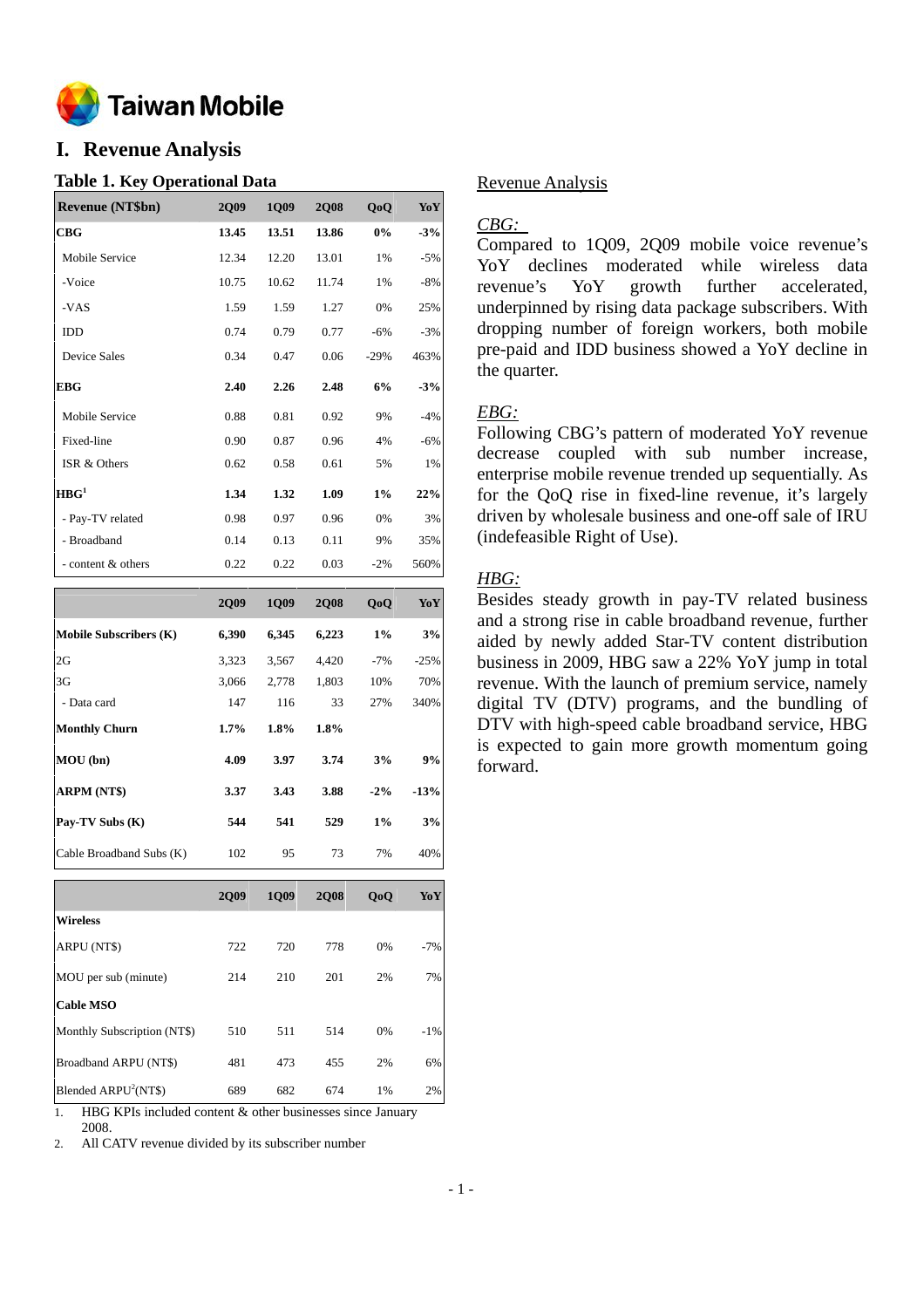# I. Revenue Analysis

### Table 1. Key Operational Data

| Revenue (NT$bn) | 2Q09 | 1Q09 | 2Q08 | QoQ | YoY |
|---|---|---|---|---|---|
| **CBG** | **13.45** | **13.51** | **13.86** | **0%** | **-3%** |
| Mobile Service | 12.34 | 12.20 | 13.01 | 1% | -5% |
| -Voice | 10.75 | 10.62 | 11.74 | 1% | -8% |
| -VAS | 1.59 | 1.59 | 1.27 | 0% | 25% |
| IDD | 0.74 | 0.79 | 0.77 | -6% | -3% |
| Device Sales | 0.34 | 0.47 | 0.06 | -29% | 463% |
| **EBG** | **2.40** | **2.26** | **2.48** | **6%** | **-3%** |
| Mobile Service | 0.88 | 0.81 | 0.92 | 9% | -4% |
| Fixed-line | 0.90 | 0.87 | 0.96 | 4% | -6% |
| ISR & Others | 0.62 | 0.58 | 0.61 | 5% | 1% |
| **HBG**[1] | **1.34** | **1.32** | **1.09** | **1%** | **22%** |
| - Pay-TV related | 0.98 | 0.97 | 0.96 | 0% | 3% |
| - Broadband | 0.14 | 0.13 | 0.11 | 9% | 35% |
| - content & others | 0.22 | 0.22 | 0.03 | -2% | 560% |

| | 2Q09 | 1Q09 | 2Q08 | QoQ | YoY |
|---|---|---|---|---|---|
| **Mobile Subscribers (K)** | **6,390** | **6,345** | **6,223** | **1%** | **3%** |
| 2G | 3,323 | 3,567 | 4,420 | -7% | -25% |
| 3G | 3,066 | 2,778 | 1,803 | 10% | 70% |
| - Data card | 147 | 116 | 33 | 27% | 340% |
| **Monthly Churn** | **1.7%** | **1.8%** | **1.8%** | | |
| **MOU (bn)** | **4.09** | **3.97** | **3.74** | **3%** | **9%** |
| **ARPM (NT$)** | **3.37** | **3.43** | **3.88** | **-2%** | **-13%** |
| **Pay-TV Subs (K)** | **544** | **541** | **529** | **1%** | **3%** |
| Cable Broadband Subs (K) | 102 | 95 | 73 | 7% | 40% |

| | 2Q09 | 1Q09 | 2Q08 | QoQ | YoY |
|---|---|---|---|---|---|
| **Wireless** | | | | | |
| ARPU (NT$) | 722 | 720 | 778 | 0% | -7% |
| MOU per sub (minute) | 214 | 210 | 201 | 2% | 7% |
| **Cable MSO** | | | | | |
| Monthly Subscription (NT$) | 510 | 511 | 514 | 0% | -1% |
| Broadband ARPU (NT$) | 481 | 473 | 455 | 2% | 6% |
| Blended ARPU[2](NT$) | 689 | 682 | 674 | 1% | 2% |

1. HBG KPIs included content & other businesses since January 2008.
2. All CATV revenue divided by its subscriber number

## Revenue Analysis

*CBG:*

Compared to 1Q09, 2Q09 mobile voice revenue's YoY declines moderated while wireless data revenue's YoY growth further accelerated, underpinned by rising data package subscribers. With dropping number of foreign workers, both mobile pre-paid and IDD business showed a YoY decline in the quarter.

*EBG:*

Following CBG's pattern of moderated YoY revenue decrease coupled with sub number increase, enterprise mobile revenue trended up sequentially. As for the QoQ rise in fixed-line revenue, it's largely driven by wholesale business and one-off sale of IRU (indefeasible Right of Use).

*HBG:*

Besides steady growth in pay-TV related business and a strong rise in cable broadband revenue, further aided by newly added Star-TV content distribution business in 2009, HBG saw a 22% YoY jump in total revenue. With the launch of premium service, namely digital TV (DTV) programs, and the bundling of DTV with high-speed cable broadband service, HBG is expected to gain more growth momentum going forward.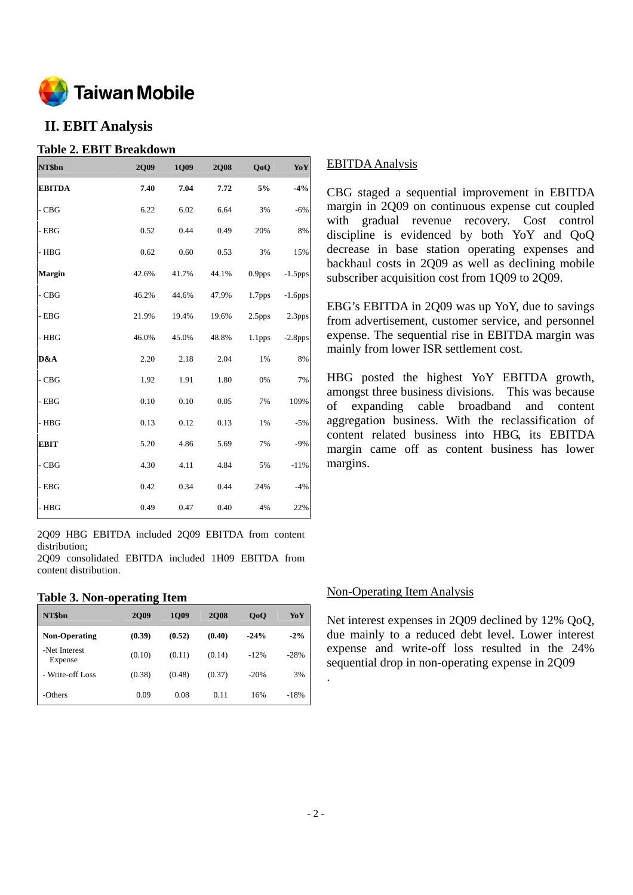Taiwan Mobile

## II. EBIT Analysis

### Table 2. EBIT Breakdown

| NT$bn | 2Q09 | 1Q09 | 2Q08 | QoQ | YoY |
|---|---|---|---|---|---|
| **EBITDA** | **7.40** | **7.04** | **7.72** | **5%** | **-4%** |
| - CBG | 6.22 | 6.02 | 6.64 | 3% | -6% |
| - EBG | 0.52 | 0.44 | 0.49 | 20% | 8% |
| - HBG | 0.62 | 0.60 | 0.53 | 3% | 15% |
| **Margin** | 42.6% | 41.7% | 44.1% | 0.9pps | -1.5pps |
| - CBG | 46.2% | 44.6% | 47.9% | 1.7pps | -1.6pps |
| - EBG | 21.9% | 19.4% | 19.6% | 2.5pps | 2.3pps |
| - HBG | 46.0% | 45.0% | 48.8% | 1.1pps | -2.8pps |
| **D&A** | 2.20 | 2.18 | 2.04 | 1% | 8% |
| - CBG | 1.92 | 1.91 | 1.80 | 0% | 7% |
| - EBG | 0.10 | 0.10 | 0.05 | 7% | 109% |
| - HBG | 0.13 | 0.12 | 0.13 | 1% | -5% |
| **EBIT** | 5.20 | 4.86 | 5.69 | 7% | -9% |
| - CBG | 4.30 | 4.11 | 4.84 | 5% | -11% |
| - EBG | 0.42 | 0.34 | 0.44 | 24% | -4% |
| - HBG | 0.49 | 0.47 | 0.40 | 4% | 22% |

2Q09 HBG EBITDA included 2Q09 EBITDA from content distribution;
2Q09 consolidated EBITDA included 1H09 EBITDA from content distribution.

EBITDA Analysis

CBG staged a sequential improvement in EBITDA margin in 2Q09 on continuous expense cut coupled with gradual revenue recovery. Cost control discipline is evidenced by both YoY and QoQ decrease in base station operating expenses and backhaul costs in 2Q09 as well as declining mobile subscriber acquisition cost from 1Q09 to 2Q09.

EBG's EBITDA in 2Q09 was up YoY, due to savings from advertisement, customer service, and personnel expense. The sequential rise in EBITDA margin was mainly from lower ISR settlement cost.

HBG posted the highest YoY EBITDA growth, amongst three business divisions. This was because of expanding cable broadband and content aggregation business. With the reclassification of content related business into HBG, its EBITDA margin came off as content business has lower margins.

### Table 3. Non-operating Item

| NT$bn | 2Q09 | 1Q09 | 2Q08 | QoQ | YoY |
|---|---|---|---|---|---|
| **Non-Operating** | **(0.39)** | **(0.52)** | **(0.40)** | **-24%** | **-2%** |
| -Net Interest Expense | (0.10) | (0.11) | (0.14) | -12% | -28% |
| - Write-off Loss | (0.38) | (0.48) | (0.37) | -20% | 3% |
| -Others | 0.09 | 0.08 | 0.11 | 16% | -18% |

Non-Operating Item Analysis

Net interest expenses in 2Q09 declined by 12% QoQ, due mainly to a reduced debt level. Lower interest expense and write-off loss resulted in the 24% sequential drop in non-operating expense in 2Q09

.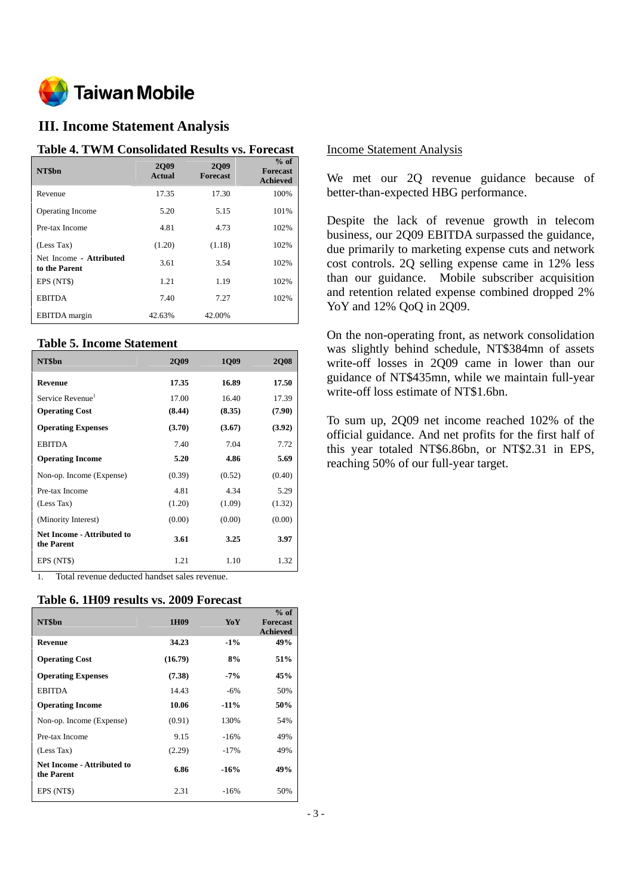Taiwan Mobile

## III. Income Statement Analysis

### Table 4. TWM Consolidated Results vs. Forecast

| NT$bn | 2Q09 Actual | 2Q09 Forecast | % of Forecast Achieved |
|---|---|---|---|
| Revenue | 17.35 | 17.30 | 100% |
| Operating Income | 5.20 | 5.15 | 101% |
| Pre-tax Income | 4.81 | 4.73 | 102% |
| (Less Tax) | (1.20) | (1.18) | 102% |
| Net Income - **Attributed to the Parent** | 3.61 | 3.54 | 102% |
| EPS (NT$) | 1.21 | 1.19 | 102% |
| EBITDA | 7.40 | 7.27 | 102% |
| EBITDA margin | 42.63% | 42.00% | |

### Table 5. Income Statement

| NT$bn | 2Q09 | 1Q09 | 2Q08 |
|---|---|---|---|
| **Revenue** | **17.35** | **16.89** | **17.50** |
| Service Revenue[1] | 17.00 | 16.40 | 17.39 |
| **Operating Cost** | **(8.44)** | **(8.35)** | **(7.90)** |
| **Operating Expenses** | **(3.70)** | **(3.67)** | **(3.92)** |
| EBITDA | 7.40 | 7.04 | 7.72 |
| **Operating Income** | **5.20** | **4.86** | **5.69** |
| Non-op. Income (Expense) | (0.39) | (0.52) | (0.40) |
| Pre-tax Income | 4.81 | 4.34 | 5.29 |
| (Less Tax) | (1.20) | (1.09) | (1.32) |
| (Minority Interest) | (0.00) | (0.00) | (0.00) |
| **Net Income - Attributed to the Parent** | **3.61** | **3.25** | **3.97** |
| EPS (NT$) | 1.21 | 1.10 | 1.32 |

1. Total revenue deducted handset sales revenue.

### Table 6. 1H09 results vs. 2009 Forecast

| NT$bn | 1H09 | YoY | % of Forecast Achieved |
|---|---|---|---|
| **Revenue** | **34.23** | **-1%** | **49%** |
| **Operating Cost** | **(16.79)** | **8%** | **51%** |
| **Operating Expenses** | **(7.38)** | **-7%** | **45%** |
| EBITDA | 14.43 | -6% | 50% |
| **Operating Income** | **10.06** | **-11%** | **50%** |
| Non-op. Income (Expense) | (0.91) | 130% | 54% |
| Pre-tax Income | 9.15 | -16% | 49% |
| (Less Tax) | (2.29) | -17% | 49% |
| **Net Income - Attributed to the Parent** | **6.86** | **-16%** | **49%** |
| EPS (NT$) | 2.31 | -16% | 50% |

Income Statement Analysis

We met our 2Q revenue guidance because of better-than-expected HBG performance.

Despite the lack of revenue growth in telecom business, our 2Q09 EBITDA surpassed the guidance, due primarily to marketing expense cuts and network cost controls. 2Q selling expense came in 12% less than our guidance. Mobile subscriber acquisition and retention related expense combined dropped 2% YoY and 12% QoQ in 2Q09.

On the non-operating front, as network consolidation was slightly behind schedule, NT$384mn of assets write-off losses in 2Q09 came in lower than our guidance of NT$435mn, while we maintain full-year write-off loss estimate of NT$1.6bn.

To sum up, 2Q09 net income reached 102% of the official guidance. And net profits for the first half of this year totaled NT$6.86bn, or NT$2.31 in EPS, reaching 50% of our full-year target.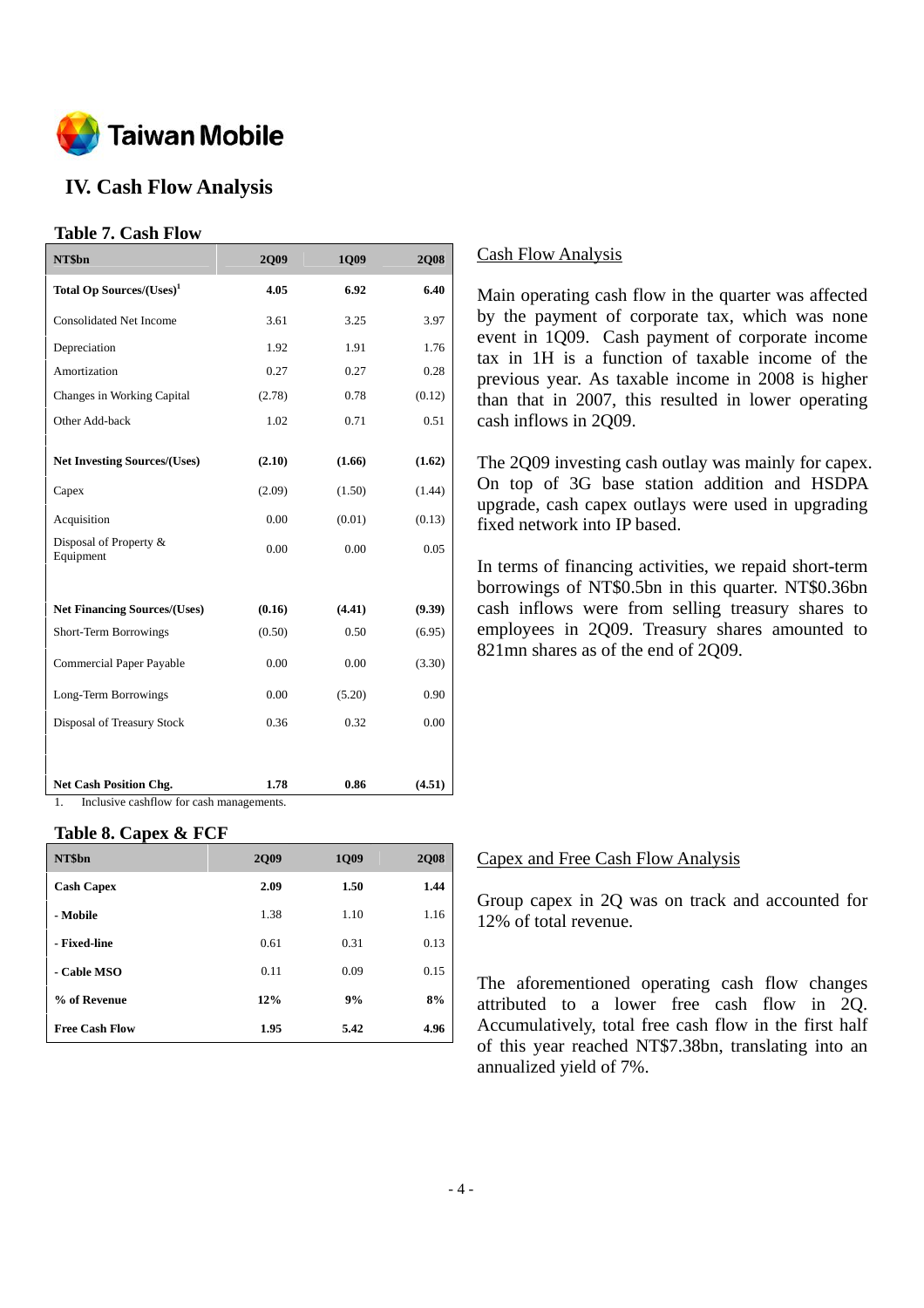Taiwan Mobile

## IV. Cash Flow Analysis

### Table 7. Cash Flow

| NT$bn | 2Q09 | 1Q09 | 2Q08 |
|---|---|---|---|
| **Total Op Sources/(Uses)[1]** | **4.05** | **6.92** | **6.40** |
| Consolidated Net Income | 3.61 | 3.25 | 3.97 |
| Depreciation | 1.92 | 1.91 | 1.76 |
| Amortization | 0.27 | 0.27 | 0.28 |
| Changes in Working Capital | (2.78) | 0.78 | (0.12) |
| Other Add-back | 1.02 | 0.71 | 0.51 |
| **Net Investing Sources/(Uses)** | **(2.10)** | **(1.66)** | **(1.62)** |
| Capex | (2.09) | (1.50) | (1.44) |
| Acquisition | 0.00 | (0.01) | (0.13) |
| Disposal of Property & Equipment | 0.00 | 0.00 | 0.05 |
| **Net Financing Sources/(Uses)** | **(0.16)** | **(4.41)** | **(9.39)** |
| Short-Term Borrowings | (0.50) | 0.50 | (6.95) |
| Commercial Paper Payable | 0.00 | 0.00 | (3.30) |
| Long-Term Borrowings | 0.00 | (5.20) | 0.90 |
| Disposal of Treasury Stock | 0.36 | 0.32 | 0.00 |
| **Net Cash Position Chg.** | **1.78** | **0.86** | **(4.51)** |

1. Inclusive cashflow for cash managements.

#### Cash Flow Analysis

Main operating cash flow in the quarter was affected by the payment of corporate tax, which was none event in 1Q09. Cash payment of corporate income tax in 1H is a function of taxable income of the previous year. As taxable income in 2008 is higher than that in 2007, this resulted in lower operating cash inflows in 2Q09.

The 2Q09 investing cash outlay was mainly for capex. On top of 3G base station addition and HSDPA upgrade, cash capex outlays were used in upgrading fixed network into IP based.

In terms of financing activities, we repaid short-term borrowings of NT$0.5bn in this quarter. NT$0.36bn cash inflows were from selling treasury shares to employees in 2Q09. Treasury shares amounted to 821mn shares as of the end of 2Q09.

### Table 8. Capex & FCF

| NT$bn | 2Q09 | 1Q09 | 2Q08 |
|---|---|---|---|
| **Cash Capex** | **2.09** | **1.50** | **1.44** |
| **- Mobile** | 1.38 | 1.10 | 1.16 |
| **- Fixed-line** | 0.61 | 0.31 | 0.13 |
| **- Cable MSO** | 0.11 | 0.09 | 0.15 |
| **% of Revenue** | **12%** | **9%** | **8%** |
| **Free Cash Flow** | **1.95** | **5.42** | **4.96** |

#### Capex and Free Cash Flow Analysis

Group capex in 2Q was on track and accounted for 12% of total revenue.

The aforementioned operating cash flow changes attributed to a lower free cash flow in 2Q. Accumulatively, total free cash flow in the first half of this year reached NT$7.38bn, translating into an annualized yield of 7%.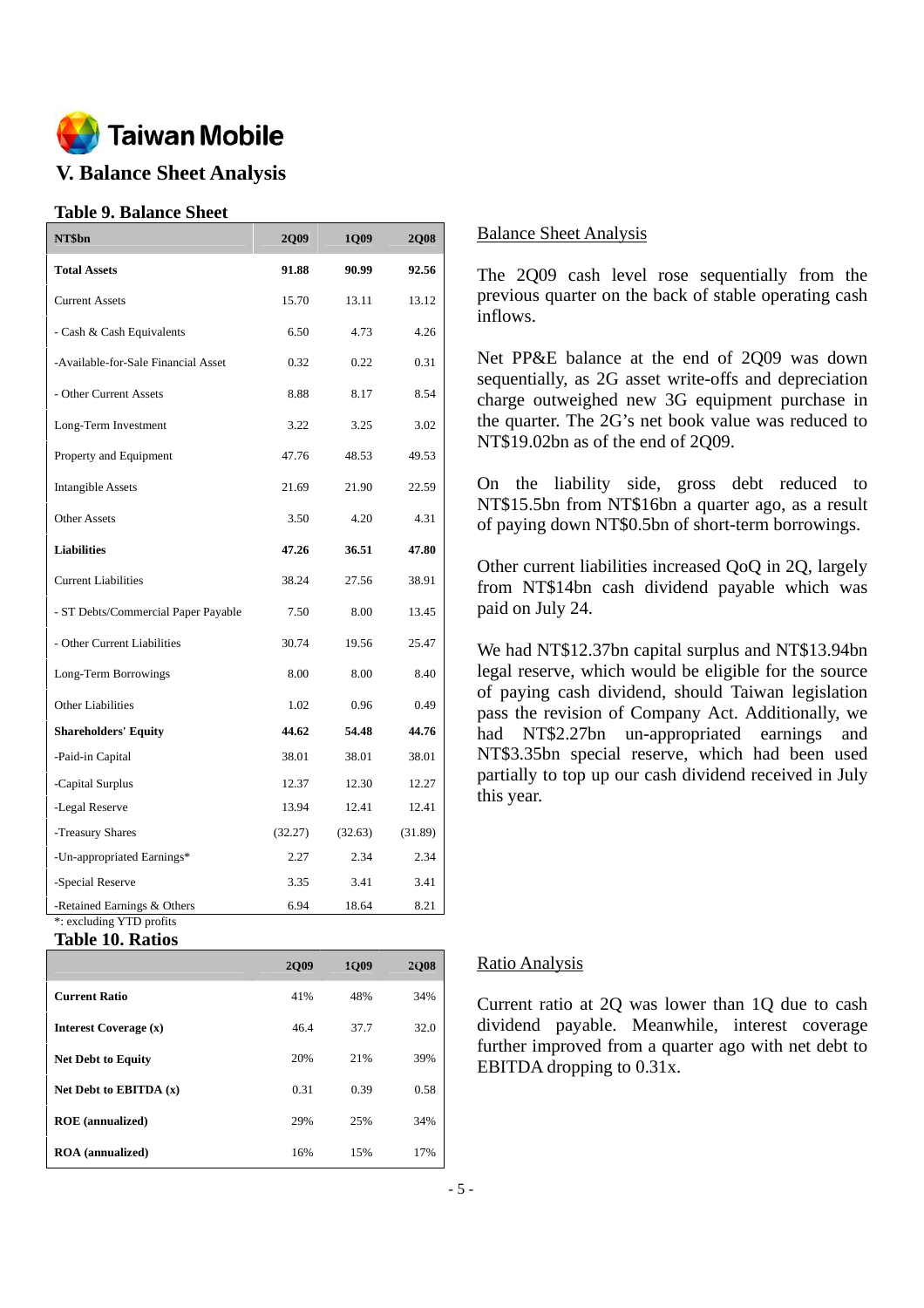Taiwan Mobile

## V. Balance Sheet Analysis

### Table 9. Balance Sheet

| NT$bn | 2Q09 | 1Q09 | 2Q08 |
|---|---|---|---|
| **Total Assets** | **91.88** | **90.99** | **92.56** |
| Current Assets | 15.70 | 13.11 | 13.12 |
| - Cash & Cash Equivalents | 6.50 | 4.73 | 4.26 |
| -Available-for-Sale Financial Asset | 0.32 | 0.22 | 0.31 |
| - Other Current Assets | 8.88 | 8.17 | 8.54 |
| Long-Term Investment | 3.22 | 3.25 | 3.02 |
| Property and Equipment | 47.76 | 48.53 | 49.53 |
| Intangible Assets | 21.69 | 21.90 | 22.59 |
| Other Assets | 3.50 | 4.20 | 4.31 |
| **Liabilities** | **47.26** | **36.51** | **47.80** |
| Current Liabilities | 38.24 | 27.56 | 38.91 |
| - ST Debts/Commercial Paper Payable | 7.50 | 8.00 | 13.45 |
| - Other Current Liabilities | 30.74 | 19.56 | 25.47 |
| Long-Term Borrowings | 8.00 | 8.00 | 8.40 |
| Other Liabilities | 1.02 | 0.96 | 0.49 |
| **Shareholders' Equity** | **44.62** | **54.48** | **44.76** |
| -Paid-in Capital | 38.01 | 38.01 | 38.01 |
| -Capital Surplus | 12.37 | 12.30 | 12.27 |
| -Legal Reserve | 13.94 | 12.41 | 12.41 |
| -Treasury Shares | (32.27) | (32.63) | (31.89) |
| -Un-appropriated Earnings* | 2.27 | 2.34 | 2.34 |
| -Special Reserve | 3.35 | 3.41 | 3.41 |
| -Retained Earnings & Others | 6.94 | 18.64 | 8.21 |

*: excluding YTD profits

<u>Balance Sheet Analysis</u>

The 2Q09 cash level rose sequentially from the previous quarter on the back of stable operating cash inflows.

Net PP&E balance at the end of 2Q09 was down sequentially, as 2G asset write-offs and depreciation charge outweighed new 3G equipment purchase in the quarter. The 2G's net book value was reduced to NT$19.02bn as of the end of 2Q09.

On the liability side, gross debt reduced to NT$15.5bn from NT$16bn a quarter ago, as a result of paying down NT$0.5bn of short-term borrowings.

Other current liabilities increased QoQ in 2Q, largely from NT$14bn cash dividend payable which was paid on July 24.

We had NT$12.37bn capital surplus and NT$13.94bn legal reserve, which would be eligible for the source of paying cash dividend, should Taiwan legislation pass the revision of Company Act. Additionally, we had NT$2.27bn un-appropriated earnings and NT$3.35bn special reserve, which had been used partially to top up our cash dividend received in July this year.

### Table 10. Ratios

| | 2Q09 | 1Q09 | 2Q08 |
|---|---|---|---|
| **Current Ratio** | 41% | 48% | 34% |
| **Interest Coverage (x)** | 46.4 | 37.7 | 32.0 |
| **Net Debt to Equity** | 20% | 21% | 39% |
| **Net Debt to EBITDA (x)** | 0.31 | 0.39 | 0.58 |
| **ROE (annualized)** | 29% | 25% | 34% |
| **ROA (annualized)** | 16% | 15% | 17% |

<u>Ratio Analysis</u>

Current ratio at 2Q was lower than 1Q due to cash dividend payable. Meanwhile, interest coverage further improved from a quarter ago with net debt to EBITDA dropping to 0.31x.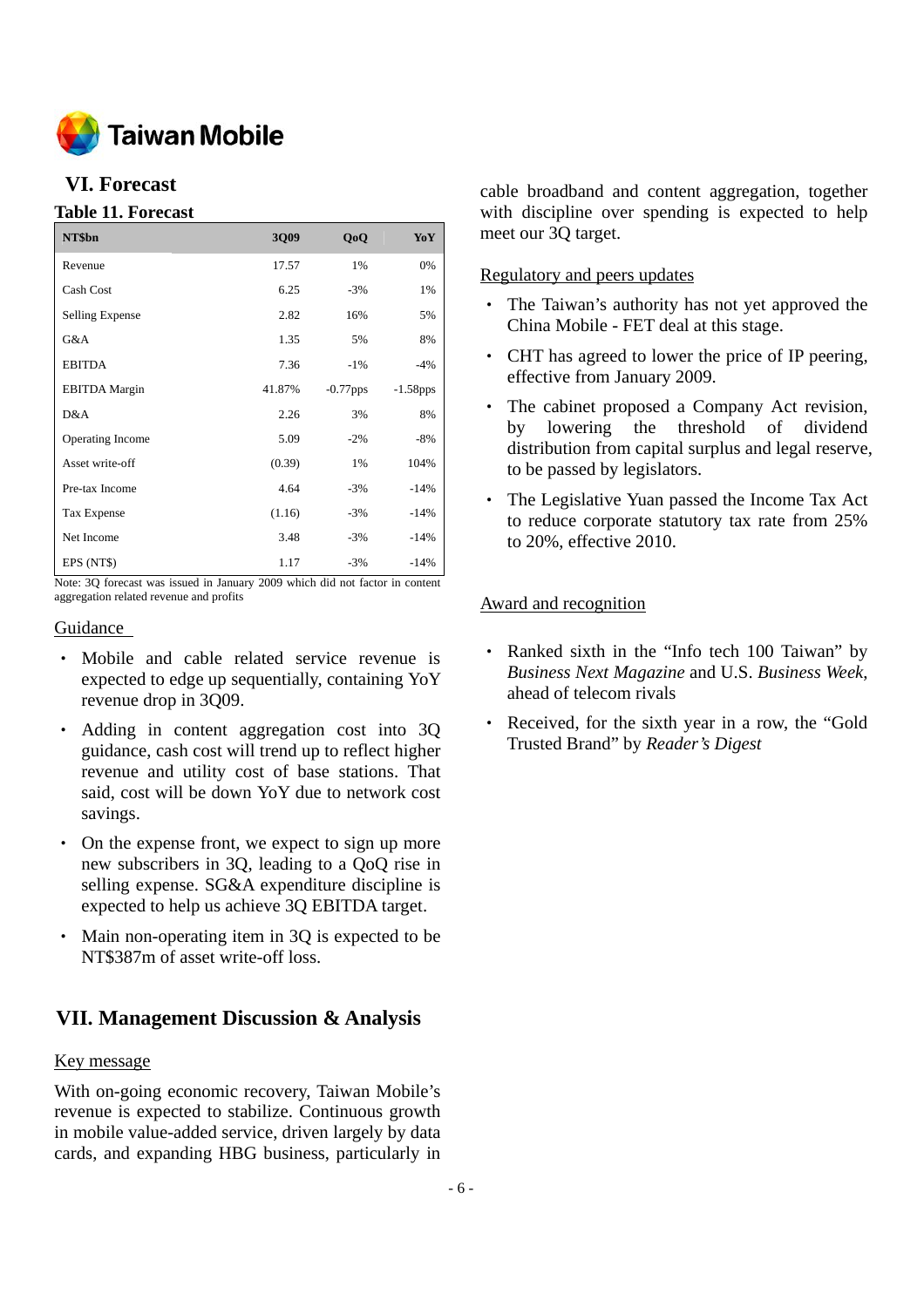## VI. Forecast

### Table 11. Forecast

| NT$bn | 3Q09 | QoQ | YoY |
|---|---|---|---|
| Revenue | 17.57 | 1% | 0% |
| Cash Cost | 6.25 | -3% | 1% |
| Selling Expense | 2.82 | 16% | 5% |
| G&A | 1.35 | 5% | 8% |
| EBITDA | 7.36 | -1% | -4% |
| EBITDA Margin | 41.87% | -0.77pps | -1.58pps |
| D&A | 2.26 | 3% | 8% |
| Operating Income | 5.09 | -2% | -8% |
| Asset write-off | (0.39) | 1% | 104% |
| Pre-tax Income | 4.64 | -3% | -14% |
| Tax Expense | (1.16) | -3% | -14% |
| Net Income | 3.48 | -3% | -14% |
| EPS (NT$) | 1.17 | -3% | -14% |

Note: 3Q forecast was issued in January 2009 which did not factor in content aggregation related revenue and profits

Guidance

- Mobile and cable related service revenue is expected to edge up sequentially, containing YoY revenue drop in 3Q09.
- Adding in content aggregation cost into 3Q guidance, cash cost will trend up to reflect higher revenue and utility cost of base stations. That said, cost will be down YoY due to network cost savings.
- On the expense front, we expect to sign up more new subscribers in 3Q, leading to a QoQ rise in selling expense. SG&A expenditure discipline is expected to help us achieve 3Q EBITDA target.
- Main non-operating item in 3Q is expected to be NT$387m of asset write-off loss.

## VII. Management Discussion & Analysis

Key message

With on-going economic recovery, Taiwan Mobile's revenue is expected to stabilize. Continuous growth in mobile value-added service, driven largely by data cards, and expanding HBG business, particularly in cable broadband and content aggregation, together with discipline over spending is expected to help meet our 3Q target.

Regulatory and peers updates

- The Taiwan's authority has not yet approved the China Mobile - FET deal at this stage.
- CHT has agreed to lower the price of IP peering, effective from January 2009.
- The cabinet proposed a Company Act revision, by lowering the threshold of dividend distribution from capital surplus and legal reserve, to be passed by legislators.
- The Legislative Yuan passed the Income Tax Act to reduce corporate statutory tax rate from 25% to 20%, effective 2010.

Award and recognition

- Ranked sixth in the "Info tech 100 Taiwan" by *Business Next Magazine* and U.S. *Business Week*, ahead of telecom rivals
- Received, for the sixth year in a row, the "Gold Trusted Brand" by *Reader's Digest*